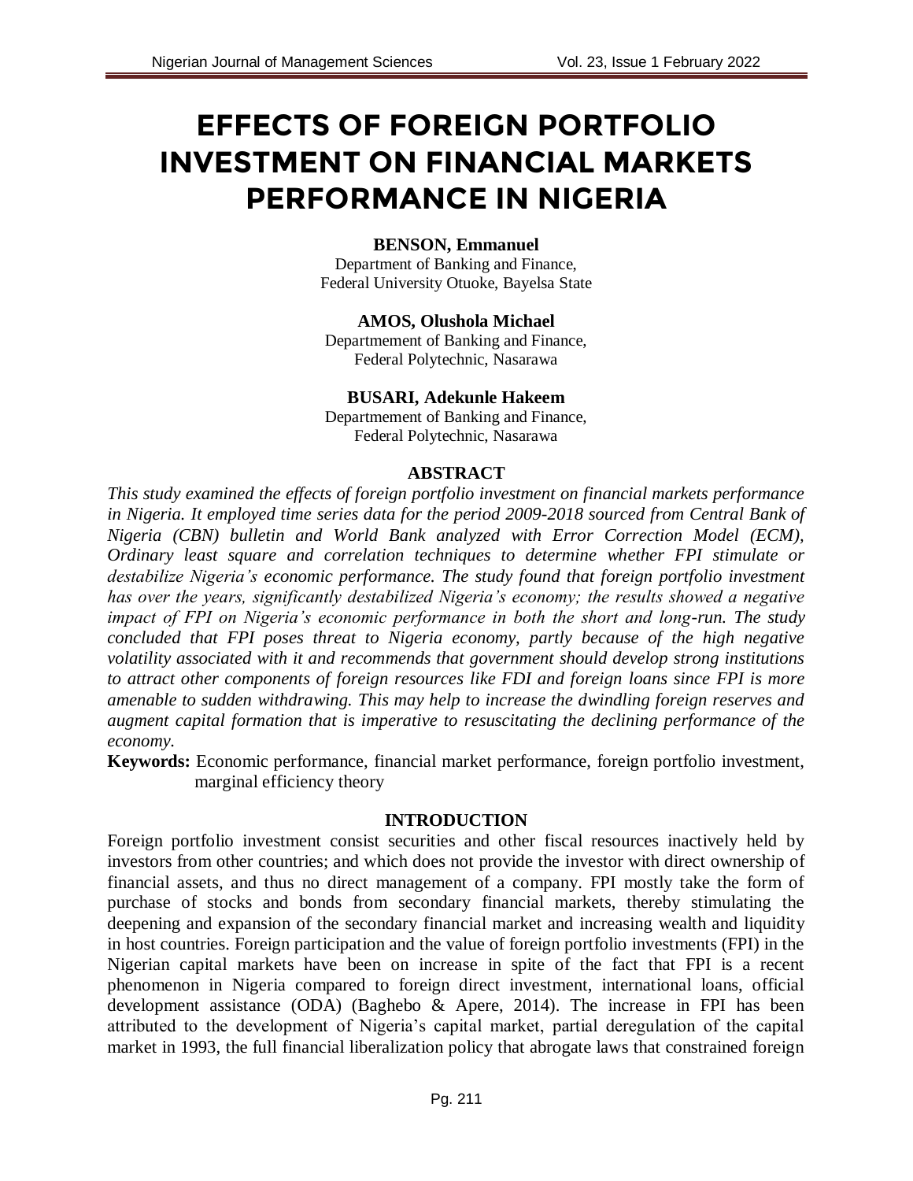# EFFECTS OF FOREIGN PORTFOLIO INVESTMENT ON FINANCIAL MARKETS PERFORMANCE IN NIGERIA

**BENSON, Emmanuel**
Department of Banking and Finance,
Federal University Otuoke, Bayelsa State

**AMOS, Olushola Michael**
Departmemement of Banking and Finance,
Federal Polytechnic, Nasarawa

**BUSARI, Adekunle Hakeem**
Departmemement of Banking and Finance,
Federal Polytechnic, Nasarawa

## ABSTRACT

*This study examined the effects of foreign portfolio investment on financial markets performance in Nigeria. It employed time series data for the period 2009-2018 sourced from Central Bank of Nigeria (CBN) bulletin and World Bank analyzed with Error Correction Model (ECM), Ordinary least square and correlation techniques to determine whether FPI stimulate or destabilize Nigeria's economic performance. The study found that foreign portfolio investment has over the years, significantly destabilized Nigeria's economy; the results showed a negative impact of FPI on Nigeria's economic performance in both the short and long-run. The study concluded that FPI poses threat to Nigeria economy, partly because of the high negative volatility associated with it and recommends that government should develop strong institutions to attract other components of foreign resources like FDI and foreign loans since FPI is more amenable to sudden withdrawing. This may help to increase the dwindling foreign reserves and augment capital formation that is imperative to resuscitating the declining performance of the economy.*

**Keywords:** Economic performance, financial market performance, foreign portfolio investment, marginal efficiency theory

## INTRODUCTION

Foreign portfolio investment consist securities and other fiscal resources inactively held by investors from other countries; and which does not provide the investor with direct ownership of financial assets, and thus no direct management of a company. FPI mostly take the form of purchase of stocks and bonds from secondary financial markets, thereby stimulating the deepening and expansion of the secondary financial market and increasing wealth and liquidity in host countries. Foreign participation and the value of foreign portfolio investments (FPI) in the Nigerian capital markets have been on increase in spite of the fact that FPI is a recent phenomenon in Nigeria compared to foreign direct investment, international loans, official development assistance (ODA) (Baghebo & Apere, 2014). The increase in FPI has been attributed to the development of Nigeria's capital market, partial deregulation of the capital market in 1993, the full financial liberalization policy that abrogate laws that constrained foreign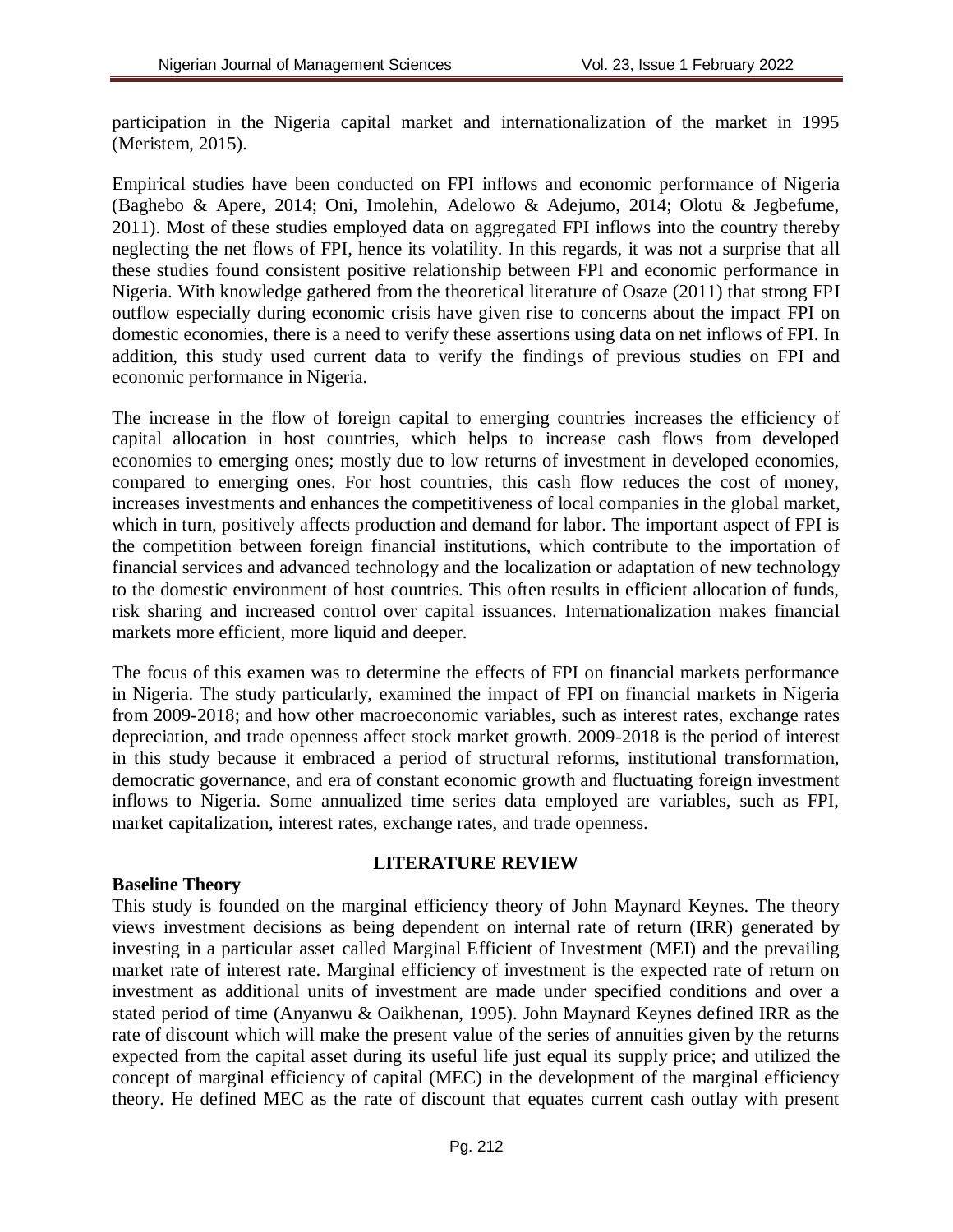participation in the Nigeria capital market and internationalization of the market in 1995 (Meristem, 2015).

Empirical studies have been conducted on FPI inflows and economic performance of Nigeria (Baghebo & Apere, 2014; Oni, Imolehin, Adelowo & Adejumo, 2014; Olotu & Jegbefume, 2011). Most of these studies employed data on aggregated FPI inflows into the country thereby neglecting the net flows of FPI, hence its volatility. In this regards, it was not a surprise that all these studies found consistent positive relationship between FPI and economic performance in Nigeria. With knowledge gathered from the theoretical literature of Osaze (2011) that strong FPI outflow especially during economic crisis have given rise to concerns about the impact FPI on domestic economies, there is a need to verify these assertions using data on net inflows of FPI. In addition, this study used current data to verify the findings of previous studies on FPI and economic performance in Nigeria.

The increase in the flow of foreign capital to emerging countries increases the efficiency of capital allocation in host countries, which helps to increase cash flows from developed economies to emerging ones; mostly due to low returns of investment in developed economies, compared to emerging ones. For host countries, this cash flow reduces the cost of money, increases investments and enhances the competitiveness of local companies in the global market, which in turn, positively affects production and demand for labor. The important aspect of FPI is the competition between foreign financial institutions, which contribute to the importation of financial services and advanced technology and the localization or adaptation of new technology to the domestic environment of host countries. This often results in efficient allocation of funds, risk sharing and increased control over capital issuances. Internationalization makes financial markets more efficient, more liquid and deeper.

The focus of this examen was to determine the effects of FPI on financial markets performance in Nigeria. The study particularly, examined the impact of FPI on financial markets in Nigeria from 2009-2018; and how other macroeconomic variables, such as interest rates, exchange rates depreciation, and trade openness affect stock market growth. 2009-2018 is the period of interest in this study because it embraced a period of structural reforms, institutional transformation, democratic governance, and era of constant economic growth and fluctuating foreign investment inflows to Nigeria. Some annualized time series data employed are variables, such as FPI, market capitalization, interest rates, exchange rates, and trade openness.

## LITERATURE REVIEW

### Baseline Theory

This study is founded on the marginal efficiency theory of John Maynard Keynes. The theory views investment decisions as being dependent on internal rate of return (IRR) generated by investing in a particular asset called Marginal Efficient of Investment (MEI) and the prevailing market rate of interest rate. Marginal efficiency of investment is the expected rate of return on investment as additional units of investment are made under specified conditions and over a stated period of time (Anyanwu & Oaikhenan, 1995). John Maynard Keynes defined IRR as the rate of discount which will make the present value of the series of annuities given by the returns expected from the capital asset during its useful life just equal its supply price; and utilized the concept of marginal efficiency of capital (MEC) in the development of the marginal efficiency theory. He defined MEC as the rate of discount that equates current cash outlay with present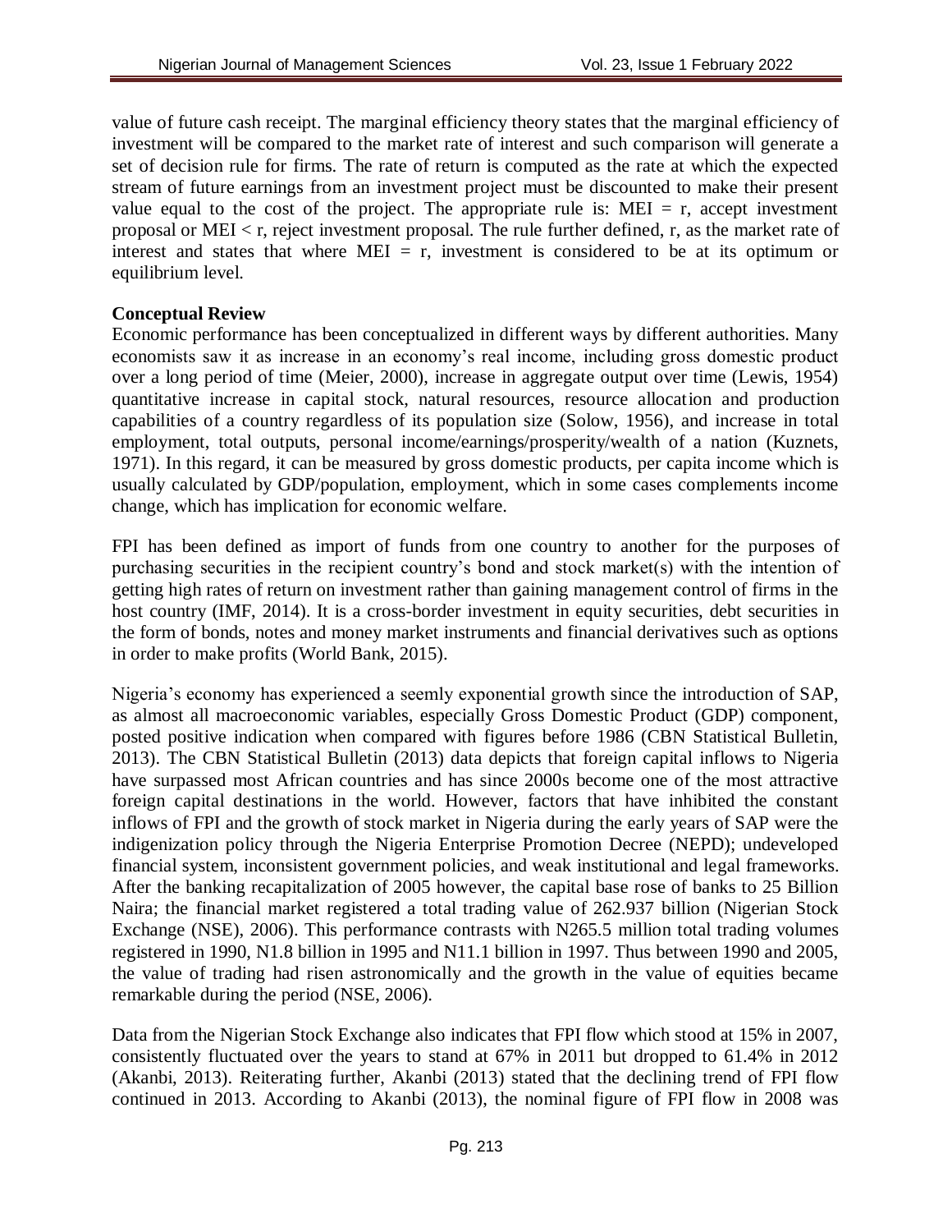value of future cash receipt. The marginal efficiency theory states that the marginal efficiency of investment will be compared to the market rate of interest and such comparison will generate a set of decision rule for firms. The rate of return is computed as the rate at which the expected stream of future earnings from an investment project must be discounted to make their present value equal to the cost of the project. The appropriate rule is: $MEI = r$, accept investment proposal or $MEI < r$, reject investment proposal. The rule further defined, r, as the market rate of interest and states that where $MEI = r$, investment is considered to be at its optimum or equilibrium level.

**Conceptual Review**

Economic performance has been conceptualized in different ways by different authorities. Many economists saw it as increase in an economy's real income, including gross domestic product over a long period of time (Meier, 2000), increase in aggregate output over time (Lewis, 1954) quantitative increase in capital stock, natural resources, resource allocation and production capabilities of a country regardless of its population size (Solow, 1956), and increase in total employment, total outputs, personal income/earnings/prosperity/wealth of a nation (Kuznets, 1971). In this regard, it can be measured by gross domestic products, per capita income which is usually calculated by GDP/population, employment, which in some cases complements income change, which has implication for economic welfare.

FPI has been defined as import of funds from one country to another for the purposes of purchasing securities in the recipient country's bond and stock market(s) with the intention of getting high rates of return on investment rather than gaining management control of firms in the host country (IMF, 2014). It is a cross-border investment in equity securities, debt securities in the form of bonds, notes and money market instruments and financial derivatives such as options in order to make profits (World Bank, 2015).

Nigeria's economy has experienced a seemly exponential growth since the introduction of SAP, as almost all macroeconomic variables, especially Gross Domestic Product (GDP) component, posted positive indication when compared with figures before 1986 (CBN Statistical Bulletin, 2013). The CBN Statistical Bulletin (2013) data depicts that foreign capital inflows to Nigeria have surpassed most African countries and has since 2000s become one of the most attractive foreign capital destinations in the world. However, factors that have inhibited the constant inflows of FPI and the growth of stock market in Nigeria during the early years of SAP were the indigenization policy through the Nigeria Enterprise Promotion Decree (NEPD); undeveloped financial system, inconsistent government policies, and weak institutional and legal frameworks. After the banking recapitalization of 2005 however, the capital base rose of banks to 25 Billion Naira; the financial market registered a total trading value of 262.937 billion (Nigerian Stock Exchange (NSE), 2006). This performance contrasts with N265.5 million total trading volumes registered in 1990, N1.8 billion in 1995 and N11.1 billion in 1997. Thus between 1990 and 2005, the value of trading had risen astronomically and the growth in the value of equities became remarkable during the period (NSE, 2006).

Data from the Nigerian Stock Exchange also indicates that FPI flow which stood at 15% in 2007, consistently fluctuated over the years to stand at 67% in 2011 but dropped to 61.4% in 2012 (Akanbi, 2013). Reiterating further, Akanbi (2013) stated that the declining trend of FPI flow continued in 2013. According to Akanbi (2013), the nominal figure of FPI flow in 2008 was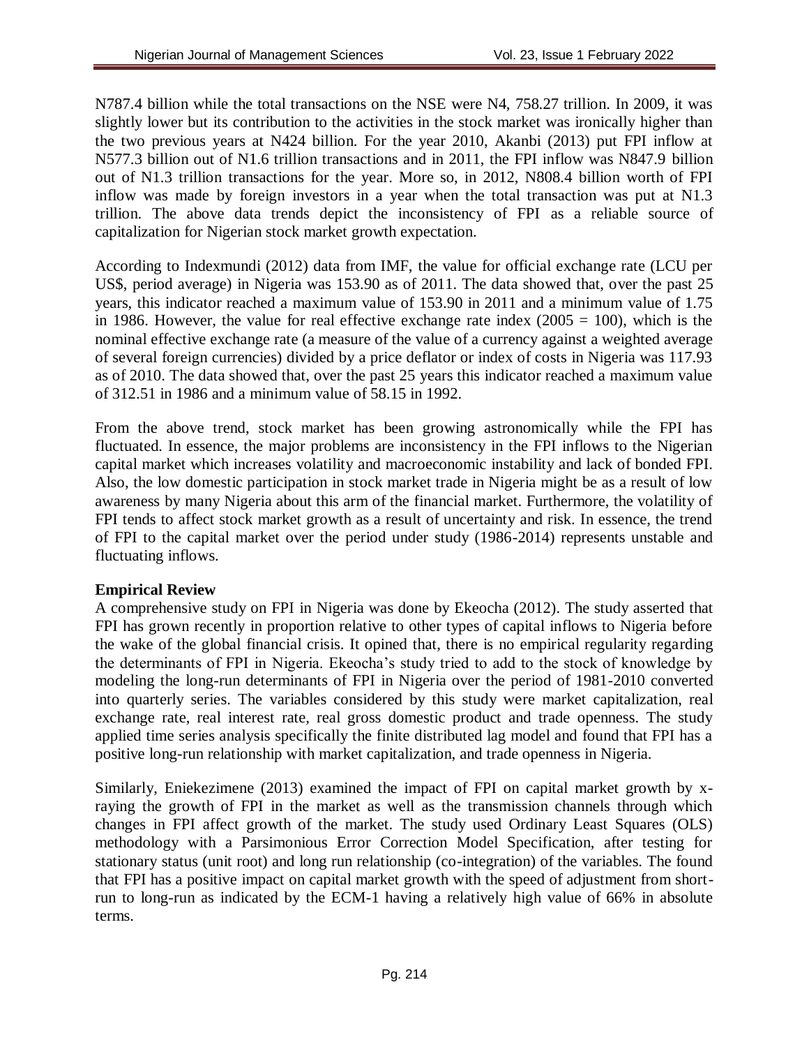N787.4 billion while the total transactions on the NSE were N4, 758.27 trillion. In 2009, it was slightly lower but its contribution to the activities in the stock market was ironically higher than the two previous years at N424 billion. For the year 2010, Akanbi (2013) put FPI inflow at N577.3 billion out of N1.6 trillion transactions and in 2011, the FPI inflow was N847.9 billion out of N1.3 trillion transactions for the year. More so, in 2012, N808.4 billion worth of FPI inflow was made by foreign investors in a year when the total transaction was put at N1.3 trillion. The above data trends depict the inconsistency of FPI as a reliable source of capitalization for Nigerian stock market growth expectation.

According to Indexmundi (2012) data from IMF, the value for official exchange rate (LCU per US$, period average) in Nigeria was 153.90 as of 2011. The data showed that, over the past 25 years, this indicator reached a maximum value of 153.90 in 2011 and a minimum value of 1.75 in 1986. However, the value for real effective exchange rate index (2005 = 100), which is the nominal effective exchange rate (a measure of the value of a currency against a weighted average of several foreign currencies) divided by a price deflator or index of costs in Nigeria was 117.93 as of 2010. The data showed that, over the past 25 years this indicator reached a maximum value of 312.51 in 1986 and a minimum value of 58.15 in 1992.

From the above trend, stock market has been growing astronomically while the FPI has fluctuated. In essence, the major problems are inconsistency in the FPI inflows to the Nigerian capital market which increases volatility and macroeconomic instability and lack of bonded FPI. Also, the low domestic participation in stock market trade in Nigeria might be as a result of low awareness by many Nigeria about this arm of the financial market. Furthermore, the volatility of FPI tends to affect stock market growth as a result of uncertainty and risk. In essence, the trend of FPI to the capital market over the period under study (1986-2014) represents unstable and fluctuating inflows.

**Empirical Review**

A comprehensive study on FPI in Nigeria was done by Ekeocha (2012). The study asserted that FPI has grown recently in proportion relative to other types of capital inflows to Nigeria before the wake of the global financial crisis. It opined that, there is no empirical regularity regarding the determinants of FPI in Nigeria. Ekeocha's study tried to add to the stock of knowledge by modeling the long-run determinants of FPI in Nigeria over the period of 1981-2010 converted into quarterly series. The variables considered by this study were market capitalization, real exchange rate, real interest rate, real gross domestic product and trade openness. The study applied time series analysis specifically the finite distributed lag model and found that FPI has a positive long-run relationship with market capitalization, and trade openness in Nigeria.

Similarly, Eniekezimene (2013) examined the impact of FPI on capital market growth by x-raying the growth of FPI in the market as well as the transmission channels through which changes in FPI affect growth of the market. The study used Ordinary Least Squares (OLS) methodology with a Parsimonious Error Correction Model Specification, after testing for stationary status (unit root) and long run relationship (co-integration) of the variables. The found that FPI has a positive impact on capital market growth with the speed of adjustment from short-run to long-run as indicated by the ECM-1 having a relatively high value of 66% in absolute terms.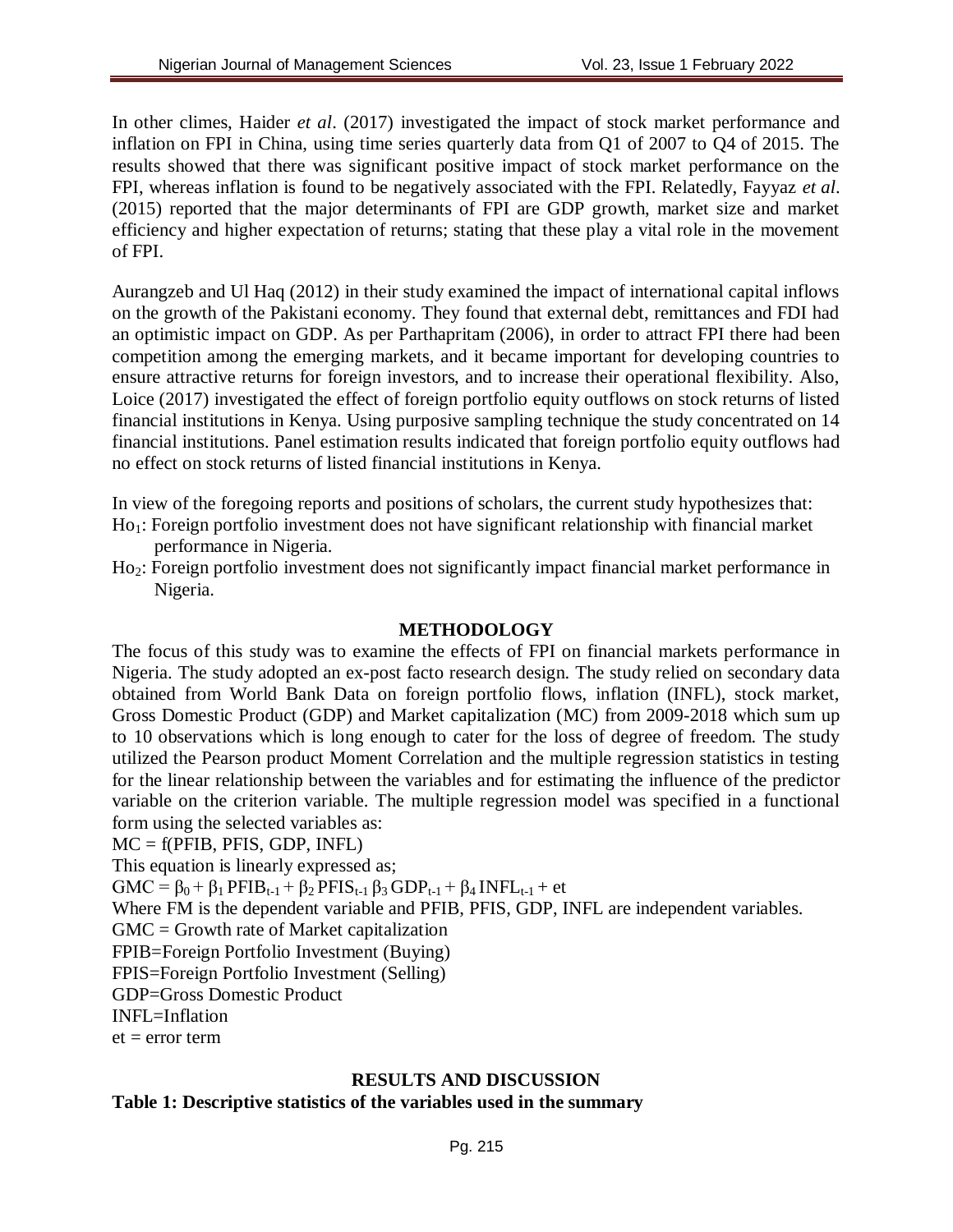In other climes, Haider *et al*. (2017) investigated the impact of stock market performance and inflation on FPI in China, using time series quarterly data from Q1 of 2007 to Q4 of 2015. The results showed that there was significant positive impact of stock market performance on the FPI, whereas inflation is found to be negatively associated with the FPI. Relatedly, Fayyaz *et al*. (2015) reported that the major determinants of FPI are GDP growth, market size and market efficiency and higher expectation of returns; stating that these play a vital role in the movement of FPI.

Aurangzeb and Ul Haq (2012) in their study examined the impact of international capital inflows on the growth of the Pakistani economy. They found that external debt, remittances and FDI had an optimistic impact on GDP. As per Parthapritam (2006), in order to attract FPI there had been competition among the emerging markets, and it became important for developing countries to ensure attractive returns for foreign investors, and to increase their operational flexibility. Also, Loice (2017) investigated the effect of foreign portfolio equity outflows on stock returns of listed financial institutions in Kenya. Using purposive sampling technique the study concentrated on 14 financial institutions. Panel estimation results indicated that foreign portfolio equity outflows had no effect on stock returns of listed financial institutions in Kenya.

In view of the foregoing reports and positions of scholars, the current study hypothesizes that:

$Ho_1$: Foreign portfolio investment does not have significant relationship with financial market performance in Nigeria.

$Ho_2$: Foreign portfolio investment does not significantly impact financial market performance in Nigeria.

## METHODOLOGY

The focus of this study was to examine the effects of FPI on financial markets performance in Nigeria. The study adopted an ex-post facto research design. The study relied on secondary data obtained from World Bank Data on foreign portfolio flows, inflation (INFL), stock market, Gross Domestic Product (GDP) and Market capitalization (MC) from 2009-2018 which sum up to 10 observations which is long enough to cater for the loss of degree of freedom. The study utilized the Pearson product Moment Correlation and the multiple regression statistics in testing for the linear relationship between the variables and for estimating the influence of the predictor variable on the criterion variable. The multiple regression model was specified in a functional form using the selected variables as:

MC = f(PFIB, PFIS, GDP, INFL)

This equation is linearly expressed as;

$$GMC = \beta_0 + \beta_1 PFIB_{t-1} + \beta_2 PFIS_{t-1} \beta_3 GDP_{t-1} + \beta_4 INFL_{t-1} + et$$

Where FM is the dependent variable and PFIB, PFIS, GDP, INFL are independent variables.

GMC = Growth rate of Market capitalization

FPIB=Foreign Portfolio Investment (Buying)

FPIS=Foreign Portfolio Investment (Selling)

GDP=Gross Domestic Product

INFL=Inflation

et = error term

## RESULTS AND DISCUSSION

**Table 1: Descriptive statistics of the variables used in the summary**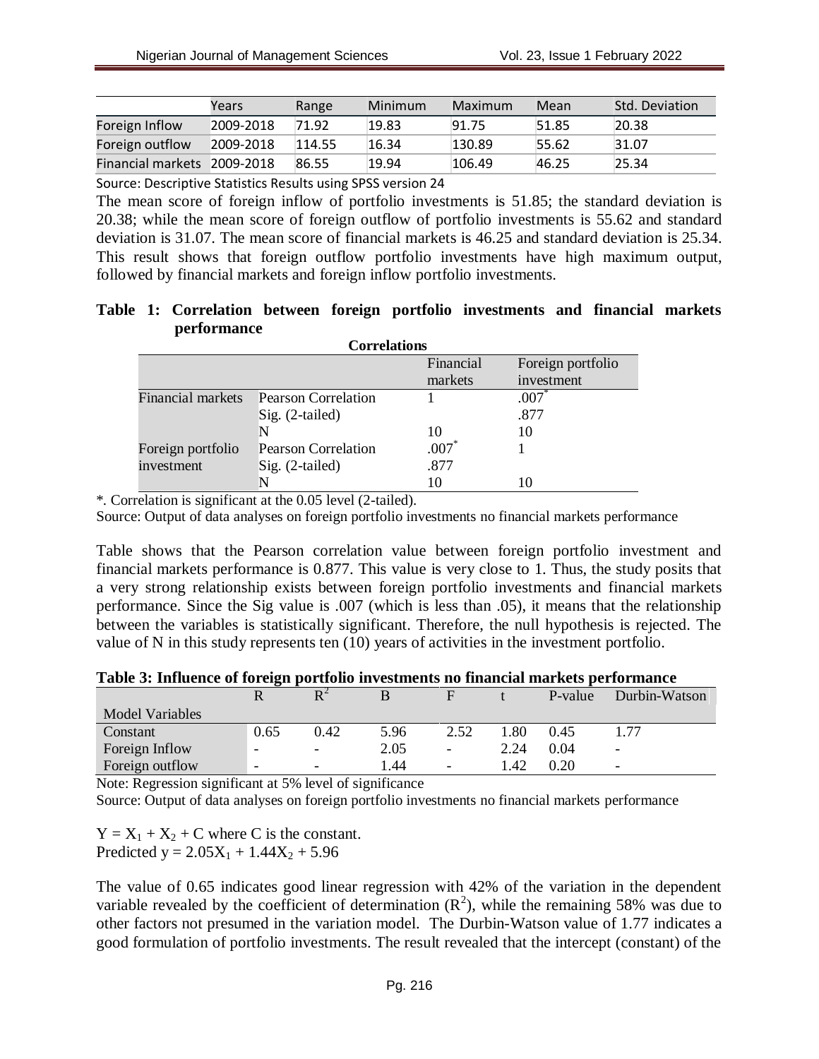| | Years | Range | Minimum | Maximum | Mean | Std. Deviation |
|---|---|---|---|---|---|---|
| Foreign Inflow | 2009-2018 | 71.92 | 19.83 | 91.75 | 51.85 | 20.38 |
| Foreign outflow | 2009-2018 | 114.55 | 16.34 | 130.89 | 55.62 | 31.07 |
| Financial markets | 2009-2018 | 86.55 | 19.94 | 106.49 | 46.25 | 25.34 |

Source: Descriptive Statistics Results using SPSS version 24

The mean score of foreign inflow of portfolio investments is 51.85; the standard deviation is 20.38; while the mean score of foreign outflow of portfolio investments is 55.62 and standard deviation is 31.07. The mean score of financial markets is 46.25 and standard deviation is 25.34. This result shows that foreign outflow portfolio investments have high maximum output, followed by financial markets and foreign inflow portfolio investments.

**Table 1: Correlation between foreign portfolio investments and financial markets performance**

**Correlations**

| | | Financial markets | Foreign portfolio investment |
|---|---|---|---|
| Financial markets | Pearson Correlation | 1 | .007* |
| | Sig. (2-tailed) | | .877 |
| | N | 10 | 10 |
| Foreign portfolio investment | Pearson Correlation | .007* | 1 |
| | Sig. (2-tailed) | .877 | |
| | N | 10 | 10 |

*. Correlation is significant at the 0.05 level (2-tailed).

Source: Output of data analyses on foreign portfolio investments no financial markets performance

Table shows that the Pearson correlation value between foreign portfolio investment and financial markets performance is 0.877. This value is very close to 1. Thus, the study posits that a very strong relationship exists between foreign portfolio investments and financial markets performance. Since the Sig value is .007 (which is less than .05), it means that the relationship between the variables is statistically significant. Therefore, the null hypothesis is rejected. The value of N in this study represents ten (10) years of activities in the investment portfolio.

**Table 3: Influence of foreign portfolio investments no financial markets performance**

| Model Variables | R | $R^2$ | B | F | t | P-value | Durbin-Watson |
|---|---|---|---|---|---|---|---|
| Constant | 0.65 | 0.42 | 5.96 | 2.52 | 1.80 | 0.45 | 1.77 |
| Foreign Inflow | - | - | 2.05 | - | 2.24 | 0.04 | - |
| Foreign outflow | - | - | 1.44 | - | 1.42 | 0.20 | - |

Note: Regression significant at 5% level of significance

Source: Output of data analyses on foreign portfolio investments no financial markets performance

$Y = X_1 + X_2 + C$ where C is the constant.

Predicted $y = 2.05X_1 + 1.44X_2 + 5.96$

The value of 0.65 indicates good linear regression with 42% of the variation in the dependent variable revealed by the coefficient of determination ($R^2$), while the remaining 58% was due to other factors not presumed in the variation model. The Durbin-Watson value of 1.77 indicates a good formulation of portfolio investments. The result revealed that the intercept (constant) of the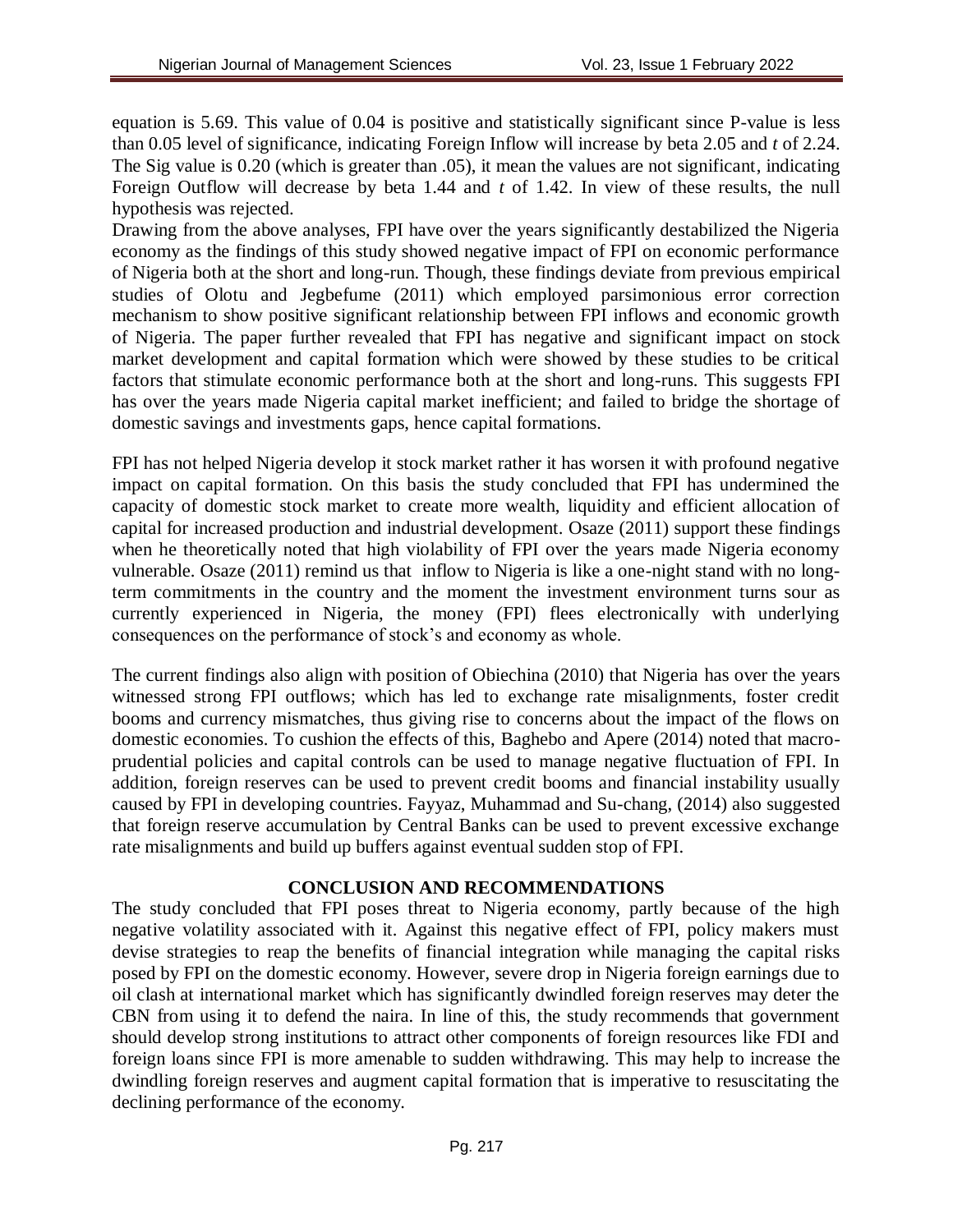equation is 5.69. This value of 0.04 is positive and statistically significant since P-value is less than 0.05 level of significance, indicating Foreign Inflow will increase by beta 2.05 and *t* of 2.24. The Sig value is 0.20 (which is greater than .05), it mean the values are not significant, indicating Foreign Outflow will decrease by beta 1.44 and *t* of 1.42. In view of these results, the null hypothesis was rejected.

Drawing from the above analyses, FPI have over the years significantly destabilized the Nigeria economy as the findings of this study showed negative impact of FPI on economic performance of Nigeria both at the short and long-run. Though, these findings deviate from previous empirical studies of Olotu and Jegbefume (2011) which employed parsimonious error correction mechanism to show positive significant relationship between FPI inflows and economic growth of Nigeria. The paper further revealed that FPI has negative and significant impact on stock market development and capital formation which were showed by these studies to be critical factors that stimulate economic performance both at the short and long-runs. This suggests FPI has over the years made Nigeria capital market inefficient; and failed to bridge the shortage of domestic savings and investments gaps, hence capital formations.

FPI has not helped Nigeria develop it stock market rather it has worsen it with profound negative impact on capital formation. On this basis the study concluded that FPI has undermined the capacity of domestic stock market to create more wealth, liquidity and efficient allocation of capital for increased production and industrial development. Osaze (2011) support these findings when he theoretically noted that high violability of FPI over the years made Nigeria economy vulnerable. Osaze (2011) remind us that inflow to Nigeria is like a one-night stand with no long-term commitments in the country and the moment the investment environment turns sour as currently experienced in Nigeria, the money (FPI) flees electronically with underlying consequences on the performance of stock's and economy as whole.

The current findings also align with position of Obiechina (2010) that Nigeria has over the years witnessed strong FPI outflows; which has led to exchange rate misalignments, foster credit booms and currency mismatches, thus giving rise to concerns about the impact of the flows on domestic economies. To cushion the effects of this, Baghebo and Apere (2014) noted that macro-prudential policies and capital controls can be used to manage negative fluctuation of FPI. In addition, foreign reserves can be used to prevent credit booms and financial instability usually caused by FPI in developing countries. Fayyaz, Muhammad and Su-chang, (2014) also suggested that foreign reserve accumulation by Central Banks can be used to prevent excessive exchange rate misalignments and build up buffers against eventual sudden stop of FPI.

## CONCLUSION AND RECOMMENDATIONS

The study concluded that FPI poses threat to Nigeria economy, partly because of the high negative volatility associated with it. Against this negative effect of FPI, policy makers must devise strategies to reap the benefits of financial integration while managing the capital risks posed by FPI on the domestic economy. However, severe drop in Nigeria foreign earnings due to oil clash at international market which has significantly dwindled foreign reserves may deter the CBN from using it to defend the naira. In line of this, the study recommends that government should develop strong institutions to attract other components of foreign resources like FDI and foreign loans since FPI is more amenable to sudden withdrawing. This may help to increase the dwindling foreign reserves and augment capital formation that is imperative to resuscitating the declining performance of the economy.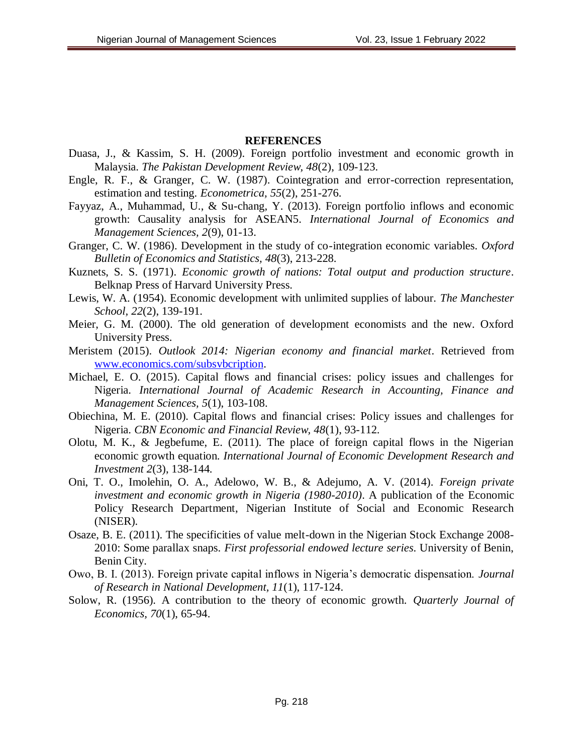## REFERENCES

Duasa, J., & Kassim, S. H. (2009). Foreign portfolio investment and economic growth in Malaysia. *The Pakistan Development Review, 48*(2), 109-123.

Engle, R. F., & Granger, C. W. (1987). Cointegration and error-correction representation, estimation and testing. *Econometrica, 55*(2), 251-276.

Fayyaz, A., Muhammad, U., & Su-chang, Y. (2013). Foreign portfolio inflows and economic growth: Causality analysis for ASEAN5. *International Journal of Economics and Management Sciences, 2*(9), 01-13.

Granger, C. W. (1986). Development in the study of co-integration economic variables. *Oxford Bulletin of Economics and Statistics, 48*(3), 213-228.

Kuznets, S. S. (1971). *Economic growth of nations: Total output and production structure*. Belknap Press of Harvard University Press.

Lewis, W. A. (1954). Economic development with unlimited supplies of labour. *The Manchester School, 22*(2), 139-191.

Meier, G. M. (2000). The old generation of development economists and the new. Oxford University Press.

Meristem (2015). *Outlook 2014: Nigerian economy and financial market*. Retrieved from www.economics.com/subsvbcription.

Michael, E. O. (2015). Capital flows and financial crises: policy issues and challenges for Nigeria. *International Journal of Academic Research in Accounting, Finance and Management Sciences, 5*(1), 103-108.

Obiechina, M. E. (2010). Capital flows and financial crises: Policy issues and challenges for Nigeria. *CBN Economic and Financial Review, 48*(1), 93-112.

Olotu, M. K., & Jegbefume, E. (2011). The place of foreign capital flows in the Nigerian economic growth equation. *International Journal of Economic Development Research and Investment 2*(3), 138-144.

Oni, T. O., Imolehin, O. A., Adelowo, W. B., & Adejumo, A. V. (2014). *Foreign private investment and economic growth in Nigeria (1980-2010)*. A publication of the Economic Policy Research Department, Nigerian Institute of Social and Economic Research (NISER).

Osaze, B. E. (2011). The specificities of value melt-down in the Nigerian Stock Exchange 2008-2010: Some parallax snaps. *First professorial endowed lecture series*. University of Benin, Benin City.

Owo, B. I. (2013). Foreign private capital inflows in Nigeria's democratic dispensation. *Journal of Research in National Development, 11*(1), 117-124.

Solow, R. (1956). A contribution to the theory of economic growth. *Quarterly Journal of Economics, 70*(1), 65-94.